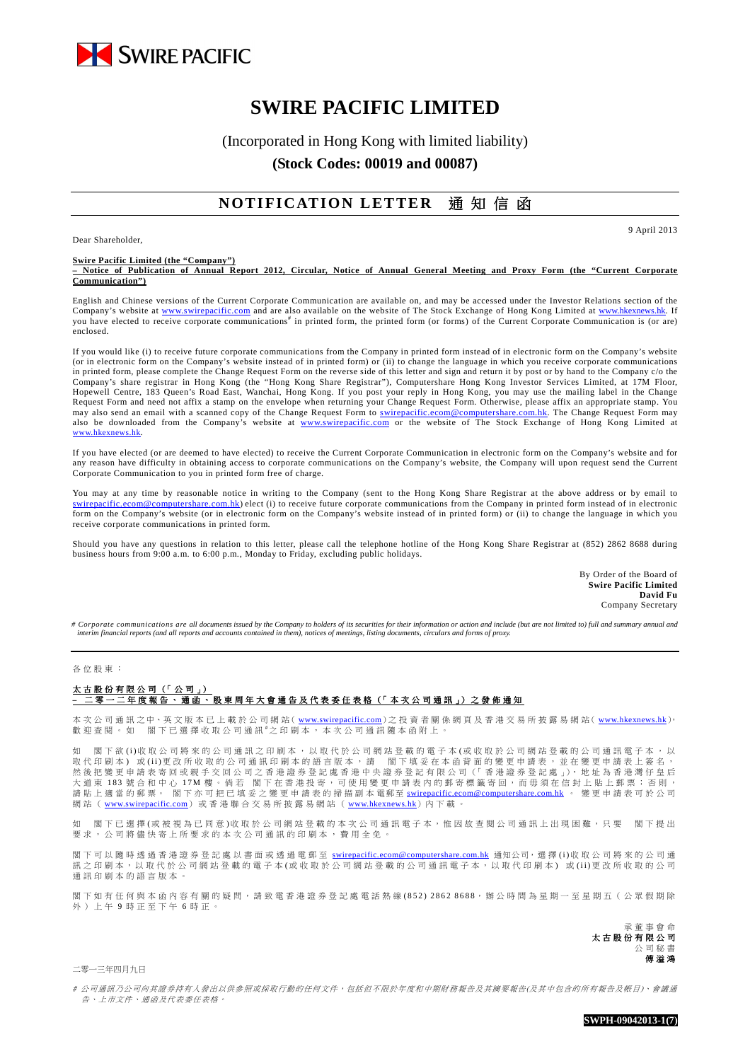SWIRE PACIFIC

# SWIRE PACIFIC LIMITED

(Incorporated in Hong Kong with limited liability)

**(Stock Codes: 00019 and 00087)**

## NOTIFICATION LETTER 通知信函

Dear Shareholder,

9 April 2013

**Swire Pacific Limited (the "Company")**
**– Notice of Publication of Annual Report 2012, Circular, Notice of Annual General Meeting and Proxy Form (the "Current Corporate Communication")**

English and Chinese versions of the Current Corporate Communication are available on, and may be accessed under the Investor Relations section of the Company's website at www.swirepacific.com and are also available on the website of The Stock Exchange of Hong Kong Limited at www.hkexnews.hk. If you have elected to receive corporate communications# in printed form, the printed form (or forms) of the Current Corporate Communication is (or are) enclosed.

If you would like (i) to receive future corporate communications from the Company in printed form instead of in electronic form on the Company's website (or in electronic form on the Company's website instead of in printed form) or (ii) to change the language in which you receive corporate communications in printed form, please complete the Change Request Form on the reverse side of this letter and sign and return it by post or by hand to the Company c/o the Company's share registrar in Hong Kong (the "Hong Kong Share Registrar"), Computershare Hong Kong Investor Services Limited, at 17M Floor, Hopewell Centre, 183 Queen's Road East, Wanchai, Hong Kong. If you post your reply in Hong Kong, you may use the mailing label in the Change Request Form and need not affix a stamp on the envelope when returning your Change Request Form. Otherwise, please affix an appropriate stamp. You may also send an email with a scanned copy of the Change Request Form to swirepacific.ecom@computershare.com.hk. The Change Request Form may also be downloaded from the Company's website at www.swirepacific.com or the website of The Stock Exchange of Hong Kong Limited at www.hkexnews.hk.

If you have elected (or are deemed to have elected) to receive the Current Corporate Communication in electronic form on the Company's website and for any reason have difficulty in obtaining access to corporate communications on the Company's website, the Company will upon request send the Current Corporate Communication to you in printed form free of charge.

You may at any time by reasonable notice in writing to the Company (sent to the Hong Kong Share Registrar at the above address or by email to swirepacific.ecom@computershare.com.hk) elect (i) to receive future corporate communications from the Company in printed form instead of in electronic form on the Company's website (or in electronic form on the Company's website instead of in printed form) or (ii) to change the language in which you receive corporate communications in printed form.

Should you have any questions in relation to this letter, please call the telephone hotline of the Hong Kong Share Registrar at (852) 2862 8688 during business hours from 9:00 a.m. to 6:00 p.m., Monday to Friday, excluding public holidays.

By Order of the Board of
**Swire Pacific Limited**
**David Fu**
Company Secretary

*# Corporate communications are all documents issued by the Company to holders of its securities for their information or action and include (but are not limited to) full and summary annual and interim financial reports (and all reports and accounts contained in them), notices of meetings, listing documents, circulars and forms of proxy.*

---

各位股東：

**太古股份有限公司（「公司」）**
**– 二零一二年度報告、通函、股東周年大會通告及代表委任表格（「本次公司通訊」）之發佈通知**

本次公司通訊之中、英文版本已上載於公司網站(www.swirepacific.com)之投資者關係網頁及香港交易所披露易網站(www.hkexnews.hk)，歡迎查閱。如 閣下已選擇收取公司通訊#之印刷本，本次公司通訊隨本函附上。

如 閣下欲(i)收取公司將來的公司通訊之印刷本，以取代於公司網站登載的電子本(或收取於公司網站登載的公司通訊電子本，以取代印刷本) 或(ii)更改所收取的公司通訊印刷本的語言版本，請 閣下填妥在本函背面的變更申請表，並在變更申請表上簽名，然後把變更申請表寄回或親手交回公司之香港證券登記處香港中央證券登記有限公司(「香港證券登記處」)，地址為香港灣仔皇后大道東183號合和中心17M樓。倘若 閣下在香港投寄，可使用變更申請表內的郵寄標籤寄回，而毋須在信封上貼上郵票；否則，請貼上適當的郵票。 閣下亦可把已填妥之變更申請表的掃描副本電郵至swirepacific.ecom@computershare.com.hk。變更申請表可於公司網站(www.swirepacific.com)或香港聯合交易所披露易網站(www.hkexnews.hk)內下載。

如 閣下已選擇(或被視為已同意)收取於公司網站登載的本次公司通訊電子本，惟因故查閱公司通訊上出現困難，只要 閣下提出要求，公司將儘快寄上所要求的本次公司通訊的印刷本，費用全免。

閣下可以隨時透過香港證券登記處以書面或透過電郵至swirepacific.ecom@computershare.com.hk通知公司，選擇(i)收取公司將來的公司通訊之印刷本，以取代於公司網站登載的電子本(或收取於公司網站登載的公司通訊電子本，以取代印刷本) 或(ii)更改所收取的公司通訊印刷本的語言版本。

閣下如有任何與本函內容有關的疑問，請致電香港證券登記處電話熱線(852) 2862 8688，辦公時間為星期一至星期五(公眾假期除外)上午9時正至下午6時正。

承董事會命
**太古股份有限公司**
公司秘書
**傅溢鴻**

二零一三年四月九日

*# 公司通訊乃公司向其證券持有人發出以供參照或採取行動的任何文件，包括但不限於年度和中期財務報告及其摘要報告(及其中包含的所有報告及帳目)、會議通告、上市文件、通函及代表委任表格。*

SWPH-09042013-1(7)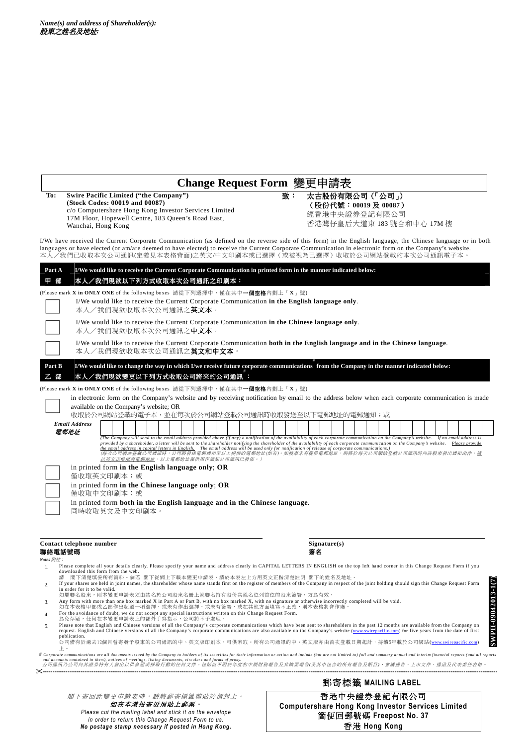*Name(s) and address of Shareholder(s):*
***股東之姓名及地址:***

# Change Request Form 變更申請表

**To:** **Swire Pacific Limited ("the Company")**
**(Stock Codes: 00019 and 00087)**
c/o Computershare Hong Kong Investor Services Limited
17M Floor, Hopewell Centre, 183 Queen's Road East,
Wanchai, Hong Kong

**致： 太古股份有限公司（「公司」）**
**（股份代號：00019 及 00087）**
經香港中央證券登記有限公司
香港灣仔皇后大道東 183 號合和中心 17M 樓

I/We have received the Current Corporate Communication (as defined on the reverse side of this form) in the English language, the Chinese language or in both languages or have elected (or am/are deemed to have elected) to receive the Current Corporate Communication in electronic form on the Company's website.
本人／我們已收取本次公司通訊(定義見本表格背面)之英文/中文印刷本或已選擇（或被視為已選擇）收取於公司網站登載的本次公司通訊電子本。

## Part A 甲部 I/We would like to receive the Current Corporate Communication in printed form in the manner indicated below: 本人／我們現欲以下列方式收取本次公司通訊之印刷本：

(Please mark **X** in **ONLY ONE** of the following boxes 請從下列選擇中，僅在其中**一個空格**內劃上「**X**」號)

☐ I/We would like to receive the Current Corporate Communication **in the English language only**.
本人／我們現欲收取本次公司通訊之**英文本**。

☐ I/We would like to receive the Current Corporate Communication **in the Chinese language only**.
本人／我們現欲收取本次公司通訊之**中文本**。

☐ I/We would like to receive the Current Corporate Communication **both in the English language and in the Chinese language**.
本人／我們現欲收取本次公司通訊之**英文和中文本**。

## Part B 乙部 I/We would like to change the way in which I/we receive future corporate communications# from the Company in the manner indicated below: 本人／我們現欲變更以下列方式收取公司將來的公司通訊#：

(Please mark **X** in **ONLY ONE** of the following boxes 請從下列選擇中，僅在其中**一個空格**內劃上「**X**」號)

☐ in electronic form on the Company's website and by receiving notification by email to the address below when each corporate communication is made available on the Company's website; OR
收取於公司網站登載的電子本，並在每次於公司網站登載公司通訊時收取發送至以下電郵地址的電郵通知；或

***Email Address***
***電郵地址*** ________________________________

*(The Company will send to the email address provided above (if any) a notification of the availability of each corporate communication on the Company's website. If no email address is provided by a shareholder, a letter will be sent to the shareholder notifying the shareholder of the availability of each corporate communication on the Company's website. Please provide the email address in capital letters in English. The email address will be used only for notification of release of corporate communications.)*
*(每次公司網站登載公司通訊時，公司將發送電郵通知至以上提供的電郵地址(如有)。如股東未有提供電郵地址，則將於每次公司網站登載公司通訊時向該股東發出通知函件。請以英文正楷填寫電郵地址，以上電郵地址僅供用作通知公司通訊已發佈。)*

☐ in printed form **in the English language only**; **OR**
僅收取英文印刷本；或

☐ in printed form **in the Chinese language only**; **OR**
僅收取中文印刷本；或

☐ in printed form **both in the English language and in the Chinese language**.
同時收取英文及中文印刷本。

**Contact telephone number**
**聯絡電話號碼** ________________________________

**Signature(s)**
**簽名** ________________________________

*Notes 附註：*

1. Please complete all your details clearly. Please specify your name and address clearly in CAPITAL LETTERS IN ENGLISH on the top left hand corner in this Change Request Form if you downloaded this form from the web.
請 閣下清楚填妥所有資料。倘若 閣下從網上下載本變更申請表，請於本表左上方用英文正楷清楚註明 閣下的姓名及地址。
2. If your shares are held in joint names, the shareholder whose name stands first on the register of members of the Company in respect of the joint holding should sign this Change Request Form in order for it to be valid.
如屬聯名股東，則本變更申請表須由該名於公司股東名冊上就聯名持有股份其姓名位列首位的股東簽署，方為有效。
3. Any form with more than one box marked X in Part A or Part B, with no box marked X, with no signature or otherwise incorrectly completed will be void.
如在本表格甲部或乙部作出超過一項選擇、或未有作出選擇、或未有簽署、或在其他方面填寫不正確，則本表格將會作廢。
4. For the avoidance of doubt, we do not accept any special instructions written on this Change Request Form.
為免存疑，任何在本變更申請表上的額外手寫指示，公司將不予處理。
5. Please note that English and Chinese versions of all the Company's corporate communications which have been sent to shareholders in the past 12 months are available from the Company on request. English and Chinese versions of all the Company's corporate communications are also available on the Company's website (www.swirepacific.com) for five years from the date of first publication.
公司備有於過去12個月曾寄發予股東的公司通訊的中、英文版印刷本，可供索取。所有公司通訊的中、英文版亦由首次登載日期起計，持續5年載於公司網站(www.swirepacific.com)上。

*# Corporate communications are all documents issued by the Company to holders of its securities for their information or action and include (but are not limited to) full and summary annual and interim financial reports (and all reports and accounts contained in them), notices of meetings, listing documents, circulars and forms of proxy.*
*公司通訊乃公司向其證券持有人發出以供參照或採取行動的任何文件，包括但不限於年度和中期財務報告及其摘要報告(及其中包含的所有報告及帳目)、會議通告、上市文件、通函及代表委任表格。*

SWPH-09042013-1(7)

---

*閣下寄回此變更申請表時，請將郵寄標籤剪貼於信封上。*
***如在本港投寄毋須貼上郵票。***
*Please cut the mailing label and stick it on the envelope in order to return this Change Request Form to us.*
***No postage stamp necessary if posted in Hong Kong.***

**郵寄標籤 MAILING LABEL**

**香港中央證券登記有限公司**
**Computershare Hong Kong Investor Services Limited**
**簡便回郵號碼 Freepost No. 37**
**香港 Hong Kong**